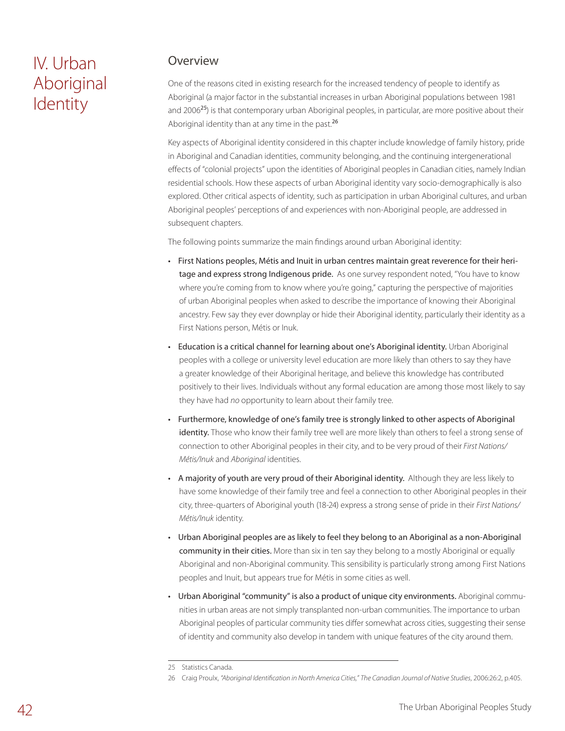# IV. Urban Aboriginal Identity

## Overview

One of the reasons cited in existing research for the increased tendency of people to identify as Aboriginal (a major factor in the substantial increases in urban Aboriginal populations between 1981 and 2006[25]) is that contemporary urban Aboriginal peoples, in particular, are more positive about their Aboriginal identity than at any time in the past.[26]

Key aspects of Aboriginal identity considered in this chapter include knowledge of family history, pride in Aboriginal and Canadian identities, community belonging, and the continuing intergenerational effects of "colonial projects" upon the identities of Aboriginal peoples in Canadian cities, namely Indian residential schools. How these aspects of urban Aboriginal identity vary socio-demographically is also explored. Other critical aspects of identity, such as participation in urban Aboriginal cultures, and urban Aboriginal peoples' perceptions of and experiences with non-Aboriginal people, are addressed in subsequent chapters.

The following points summarize the main findings around urban Aboriginal identity:

- First Nations peoples, Métis and Inuit in urban centres maintain great reverence for their heritage and express strong Indigenous pride. As one survey respondent noted, "You have to know where you're coming from to know where you're going," capturing the perspective of majorities of urban Aboriginal peoples when asked to describe the importance of knowing their Aboriginal ancestry. Few say they ever downplay or hide their Aboriginal identity, particularly their identity as a First Nations person, Métis or Inuk.
- Education is a critical channel for learning about one's Aboriginal identity. Urban Aboriginal peoples with a college or university level education are more likely than others to say they have a greater knowledge of their Aboriginal heritage, and believe this knowledge has contributed positively to their lives. Individuals without any formal education are among those most likely to say they have had *no* opportunity to learn about their family tree.
- Furthermore, knowledge of one's family tree is strongly linked to other aspects of Aboriginal identity. Those who know their family tree well are more likely than others to feel a strong sense of connection to other Aboriginal peoples in their city, and to be very proud of their *First Nations/Métis/Inuk* and *Aboriginal* identities.
- A majority of youth are very proud of their Aboriginal identity. Although they are less likely to have some knowledge of their family tree and feel a connection to other Aboriginal peoples in their city, three-quarters of Aboriginal youth (18-24) express a strong sense of pride in their *First Nations/Métis/Inuk* identity.
- Urban Aboriginal peoples are as likely to feel they belong to an Aboriginal as a non-Aboriginal community in their cities. More than six in ten say they belong to a mostly Aboriginal or equally Aboriginal and non-Aboriginal community. This sensibility is particularly strong among First Nations peoples and Inuit, but appears true for Métis in some cities as well.
- Urban Aboriginal "community" is also a product of unique city environments. Aboriginal communities in urban areas are not simply transplanted non-urban communities. The importance to urban Aboriginal peoples of particular community ties differ somewhat across cities, suggesting their sense of identity and community also develop in tandem with unique features of the city around them.

---

25 Statistics Canada.

26 Craig Proulx, *"Aboriginal Identification in North America Cities," The Canadian Journal of Native Studies*, 2006:26:2, p.405.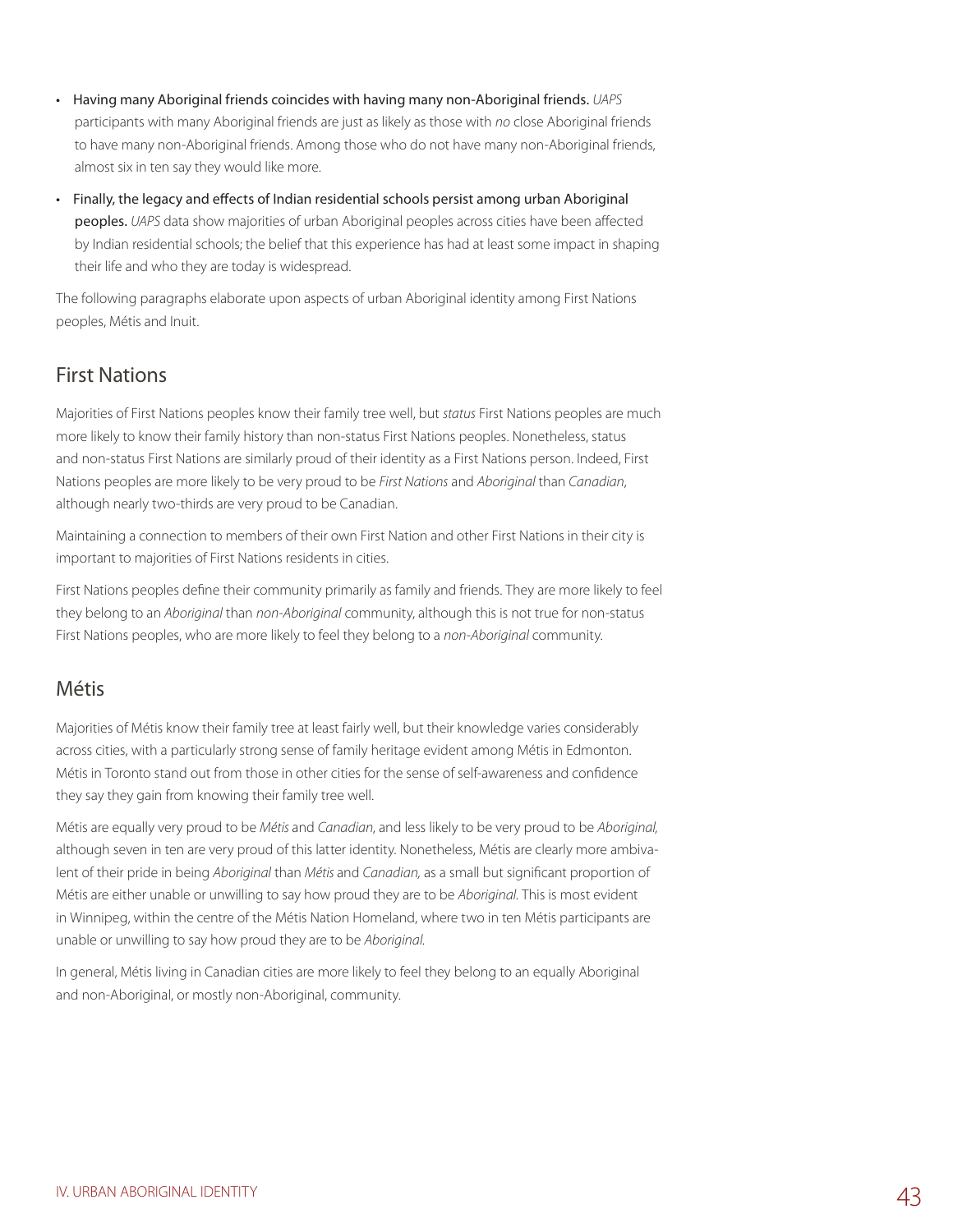- **Having many Aboriginal friends coincides with having many non-Aboriginal friends.** *UAPS* participants with many Aboriginal friends are just as likely as those with *no* close Aboriginal friends to have many non-Aboriginal friends. Among those who do not have many non-Aboriginal friends, almost six in ten say they would like more.
- **Finally, the legacy and effects of Indian residential schools persist among urban Aboriginal peoples.** *UAPS* data show majorities of urban Aboriginal peoples across cities have been affected by Indian residential schools; the belief that this experience has had at least some impact in shaping their life and who they are today is widespread.

The following paragraphs elaborate upon aspects of urban Aboriginal identity among First Nations peoples, Métis and Inuit.

## First Nations

Majorities of First Nations peoples know their family tree well, but *status* First Nations peoples are much more likely to know their family history than non-status First Nations peoples. Nonetheless, status and non-status First Nations are similarly proud of their identity as a First Nations person. Indeed, First Nations peoples are more likely to be very proud to be *First Nations* and *Aboriginal* than *Canadian*, although nearly two-thirds are very proud to be Canadian.

Maintaining a connection to members of their own First Nation and other First Nations in their city is important to majorities of First Nations residents in cities.

First Nations peoples define their community primarily as family and friends. They are more likely to feel they belong to an *Aboriginal* than *non-Aboriginal* community, although this is not true for non-status First Nations peoples, who are more likely to feel they belong to a *non-Aboriginal* community.

## Métis

Majorities of Métis know their family tree at least fairly well, but their knowledge varies considerably across cities, with a particularly strong sense of family heritage evident among Métis in Edmonton. Métis in Toronto stand out from those in other cities for the sense of self-awareness and confidence they say they gain from knowing their family tree well.

Métis are equally very proud to be *Métis* and *Canadian*, and less likely to be very proud to be *Aboriginal,* although seven in ten are very proud of this latter identity. Nonetheless, Métis are clearly more ambivalent of their pride in being *Aboriginal* than *Métis* and *Canadian,* as a small but significant proportion of Métis are either unable or unwilling to say how proud they are to be *Aboriginal*. This is most evident in Winnipeg, within the centre of the Métis Nation Homeland, where two in ten Métis participants are unable or unwilling to say how proud they are to be *Aboriginal*.

In general, Métis living in Canadian cities are more likely to feel they belong to an equally Aboriginal and non-Aboriginal, or mostly non-Aboriginal, community.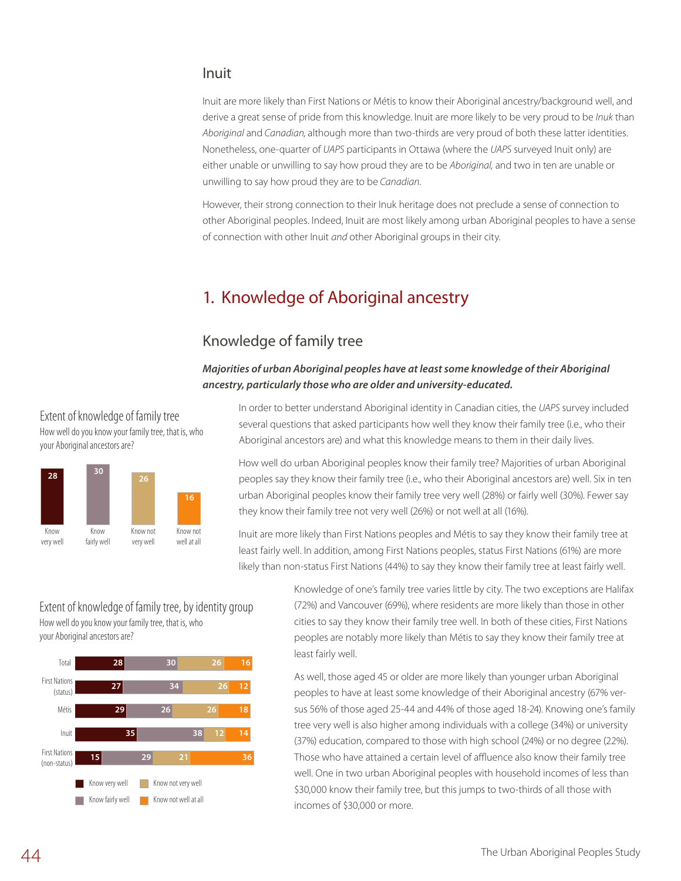## Inuit

Inuit are more likely than First Nations or Métis to know their Aboriginal ancestry/background well, and derive a great sense of pride from this knowledge. Inuit are more likely to be very proud to be *Inuk* than *Aboriginal* and *Canadian,* although more than two-thirds are very proud of both these latter identities. Nonetheless, one-quarter of *UAPS* participants in Ottawa (where the *UAPS* surveyed Inuit only) are either unable or unwilling to say how proud they are to be *Aboriginal,* and two in ten are unable or unwilling to say how proud they are to be *Canadian*.

However, their strong connection to their Inuk heritage does not preclude a sense of connection to other Aboriginal peoples. Indeed, Inuit are most likely among urban Aboriginal peoples to have a sense of connection with other Inuit *and* other Aboriginal groups in their city.

# 1. Knowledge of Aboriginal ancestry

## Knowledge of family tree

***Majorities of urban Aboriginal peoples have at least some knowledge of their Aboriginal ancestry, particularly those who are older and university-educated.***

**Extent of knowledge of family tree**

How well do you know your family tree, that is, who your Aboriginal ancestors are?

| Know very well | Know fairly well | Know not very well | Know not well at all |
|---|---|---|---|
| 28 | 30 | 26 | 16 |

In order to better understand Aboriginal identity in Canadian cities, the *UAPS* survey included several questions that asked participants how well they know their family tree (i.e., who their Aboriginal ancestors are) and what this knowledge means to them in their daily lives.

How well do urban Aboriginal peoples know their family tree? Majorities of urban Aboriginal peoples say they know their family tree (i.e., who their Aboriginal ancestors are) well. Six in ten urban Aboriginal peoples know their family tree very well (28%) or fairly well (30%). Fewer say they know their family tree not very well (26%) or not well at all (16%).

Inuit are more likely than First Nations peoples and Métis to say they know their family tree at least fairly well. In addition, among First Nations peoples, status First Nations (61%) are more likely than non-status First Nations (44%) to say they know their family tree at least fairly well.

**Extent of knowledge of family tree, by identity group**

How well do you know your family tree, that is, who your Aboriginal ancestors are?

| | Know very well | Know fairly well | Know not very well | Know not well at all |
|---|---|---|---|---|
| Total | 28 | 30 | 26 | 16 |
| First Nations (status) | 27 | 34 | 26 | 12 |
| Métis | 29 | 26 | 26 | 18 |
| Inuit | 35 | 38 | 12 | 14 |
| First Nations (non-status) | 15 | 29 | 21 | 36 |

Knowledge of one's family tree varies little by city. The two exceptions are Halifax (72%) and Vancouver (69%), where residents are more likely than those in other cities to say they know their family tree well. In both of these cities, First Nations peoples are notably more likely than Métis to say they know their family tree at least fairly well.

As well, those aged 45 or older are more likely than younger urban Aboriginal peoples to have at least some knowledge of their Aboriginal ancestry (67% versus 56% of those aged 25-44 and 44% of those aged 18-24). Knowing one's family tree very well is also higher among individuals with a college (34%) or university (37%) education, compared to those with high school (24%) or no degree (22%). Those who have attained a certain level of affluence also know their family tree well. One in two urban Aboriginal peoples with household incomes of less than $30,000 know their family tree, but this jumps to two-thirds of all those with incomes of $30,000 or more.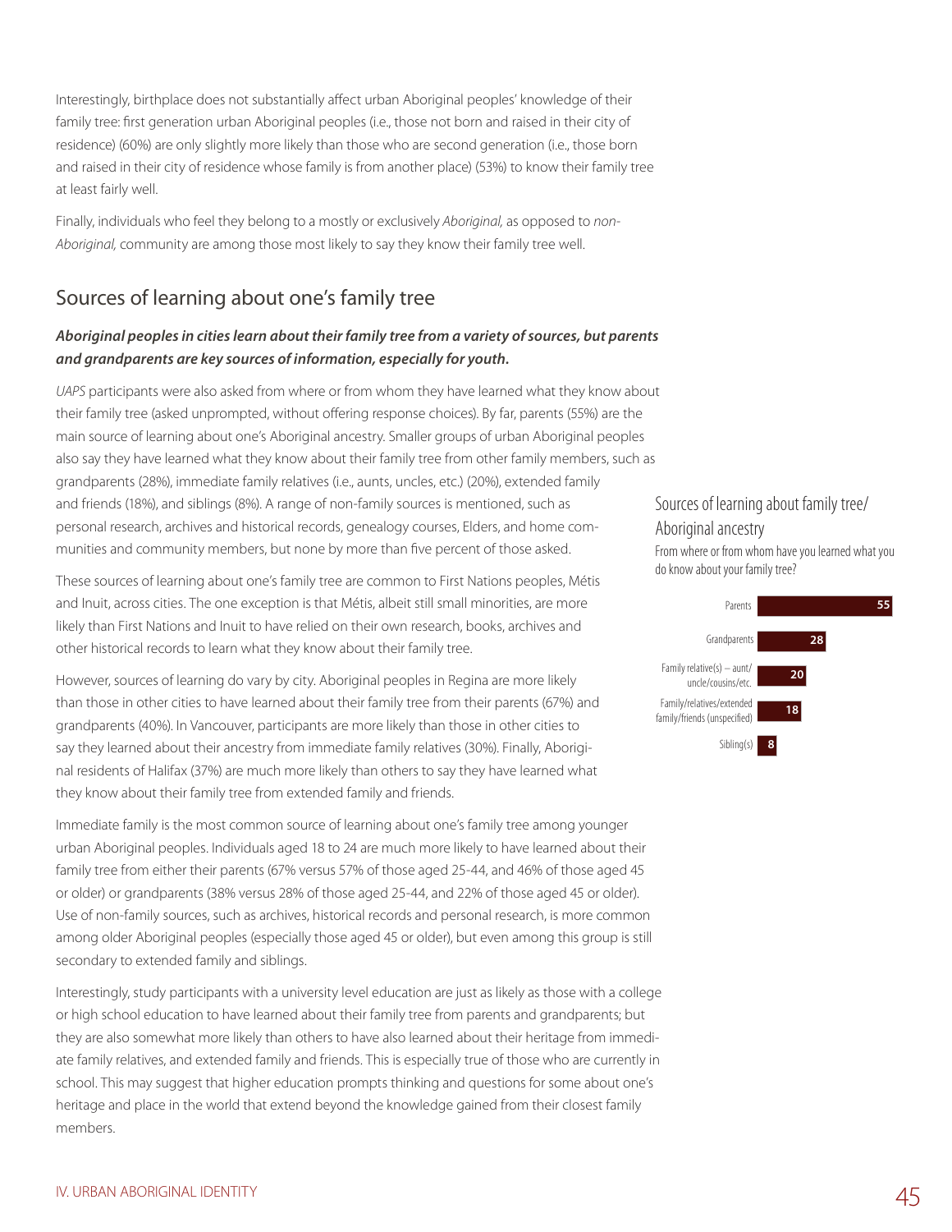Interestingly, birthplace does not substantially affect urban Aboriginal peoples' knowledge of their family tree: first generation urban Aboriginal peoples (i.e., those not born and raised in their city of residence) (60%) are only slightly more likely than those who are second generation (i.e., those born and raised in their city of residence whose family is from another place) (53%) to know their family tree at least fairly well.

Finally, individuals who feel they belong to a mostly or exclusively *Aboriginal,* as opposed to *non-Aboriginal,* community are among those most likely to say they know their family tree well.

## Sources of learning about one's family tree

***Aboriginal peoples in cities learn about their family tree from a variety of sources, but parents and grandparents are key sources of information, especially for youth.***

*UAPS* participants were also asked from where or from whom they have learned what they know about their family tree (asked unprompted, without offering response choices). By far, parents (55%) are the main source of learning about one's Aboriginal ancestry. Smaller groups of urban Aboriginal peoples also say they have learned what they know about their family tree from other family members, such as grandparents (28%), immediate family relatives (i.e., aunts, uncles, etc.) (20%), extended family and friends (18%), and siblings (8%). A range of non-family sources is mentioned, such as personal research, archives and historical records, genealogy courses, Elders, and home communities and community members, but none by more than five percent of those asked.

These sources of learning about one's family tree are common to First Nations peoples, Métis and Inuit, across cities. The one exception is that Métis, albeit still small minorities, are more likely than First Nations and Inuit to have relied on their own research, books, archives and other historical records to learn what they know about their family tree.

However, sources of learning do vary by city. Aboriginal peoples in Regina are more likely than those in other cities to have learned about their family tree from their parents (67%) and grandparents (40%). In Vancouver, participants are more likely than those in other cities to say they learned about their ancestry from immediate family relatives (30%). Finally, Aboriginal residents of Halifax (37%) are much more likely than others to say they have learned what they know about their family tree from extended family and friends.

Immediate family is the most common source of learning about one's family tree among younger urban Aboriginal peoples. Individuals aged 18 to 24 are much more likely to have learned about their family tree from either their parents (67% versus 57% of those aged 25-44, and 46% of those aged 45 or older) or grandparents (38% versus 28% of those aged 25-44, and 22% of those aged 45 or older). Use of non-family sources, such as archives, historical records and personal research, is more common among older Aboriginal peoples (especially those aged 45 or older), but even among this group is still secondary to extended family and siblings.

Interestingly, study participants with a university level education are just as likely as those with a college or high school education to have learned about their family tree from parents and grandparents; but they are also somewhat more likely than others to have also learned about their heritage from immediate family relatives, and extended family and friends. This is especially true of those who are currently in school. This may suggest that higher education prompts thinking and questions for some about one's heritage and place in the world that extend beyond the knowledge gained from their closest family members.

### Sources of learning about family tree/ Aboriginal ancestry

From where or from whom have you learned what you do know about your family tree?

| Source | % |
|---|---|
| Parents | 55 |
| Grandparents | 28 |
| Family relative(s) – aunt/uncle/cousins/etc. | 20 |
| Family/relatives/extended family/friends (unspecified) | 18 |
| Sibling(s) | 8 |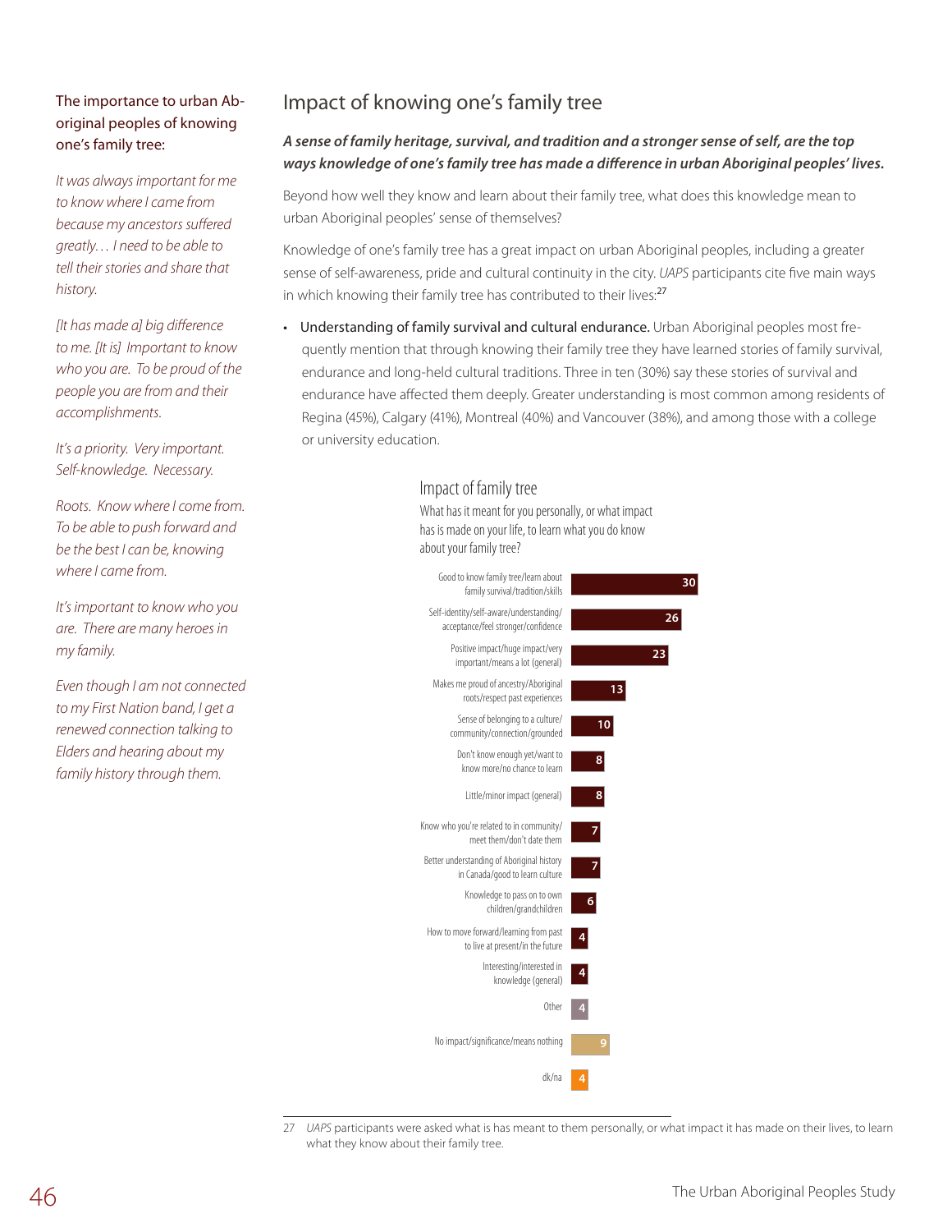The importance to urban Aboriginal peoples of knowing one's family tree:

*It was always important for me to know where I came from because my ancestors suffered greatly… I need to be able to tell their stories and share that history.*

*[It has made a] big difference to me. [It is] Important to know who you are. To be proud of the people you are from and their accomplishments.*

*It's a priority. Very important. Self-knowledge. Necessary.*

*Roots. Know where I come from. To be able to push forward and be the best I can be, knowing where I came from.*

*It's important to know who you are. There are many heroes in my family.*

*Even though I am not connected to my First Nation band, I get a renewed connection talking to Elders and hearing about my family history through them.*

## Impact of knowing one's family tree

***A sense of family heritage, survival, and tradition and a stronger sense of self, are the top ways knowledge of one's family tree has made a difference in urban Aboriginal peoples' lives.***

Beyond how well they know and learn about their family tree, what does this knowledge mean to urban Aboriginal peoples' sense of themselves?

Knowledge of one's family tree has a great impact on urban Aboriginal peoples, including a greater sense of self-awareness, pride and cultural continuity in the city. *UAPS* participants cite five main ways in which knowing their family tree has contributed to their lives:[27]

- Understanding of family survival and cultural endurance. Urban Aboriginal peoples most frequently mention that through knowing their family tree they have learned stories of family survival, endurance and long-held cultural traditions. Three in ten (30%) say these stories of survival and endurance have affected them deeply. Greater understanding is most common among residents of Regina (45%), Calgary (41%), Montreal (40%) and Vancouver (38%), and among those with a college or university education.

### Impact of family tree

What has it meant for you personally, or what impact has is made on your life, to learn what you do know about your family tree?

| Response | % |
|---|---|
| Good to know family tree/learn about family survival/tradition/skills | 30 |
| Self-identity/self-aware/understanding/acceptance/feel stronger/confidence | 26 |
| Positive impact/huge impact/very important/means a lot (general) | 23 |
| Makes me proud of ancestry/Aboriginal roots/respect past experiences | 13 |
| Sense of belonging to a culture/community/connection/grounded | 10 |
| Don't know enough yet/want to know more/no chance to learn | 8 |
| Little/minor impact (general) | 8 |
| Know who you're related to in community/meet them/don't date them | 7 |
| Better understanding of Aboriginal history in Canada/good to learn culture | 7 |
| Knowledge to pass on to own children/grandchildren | 6 |
| How to move forward/learning from past to live at present/in the future | 4 |
| Interesting/interested in knowledge (general) | 4 |
| Other | 4 |
| No impact/significance/means nothing | 9 |
| dk/na | 4 |

27 *UAPS* participants were asked what is has meant to them personally, or what impact it has made on their lives, to learn what they know about their family tree.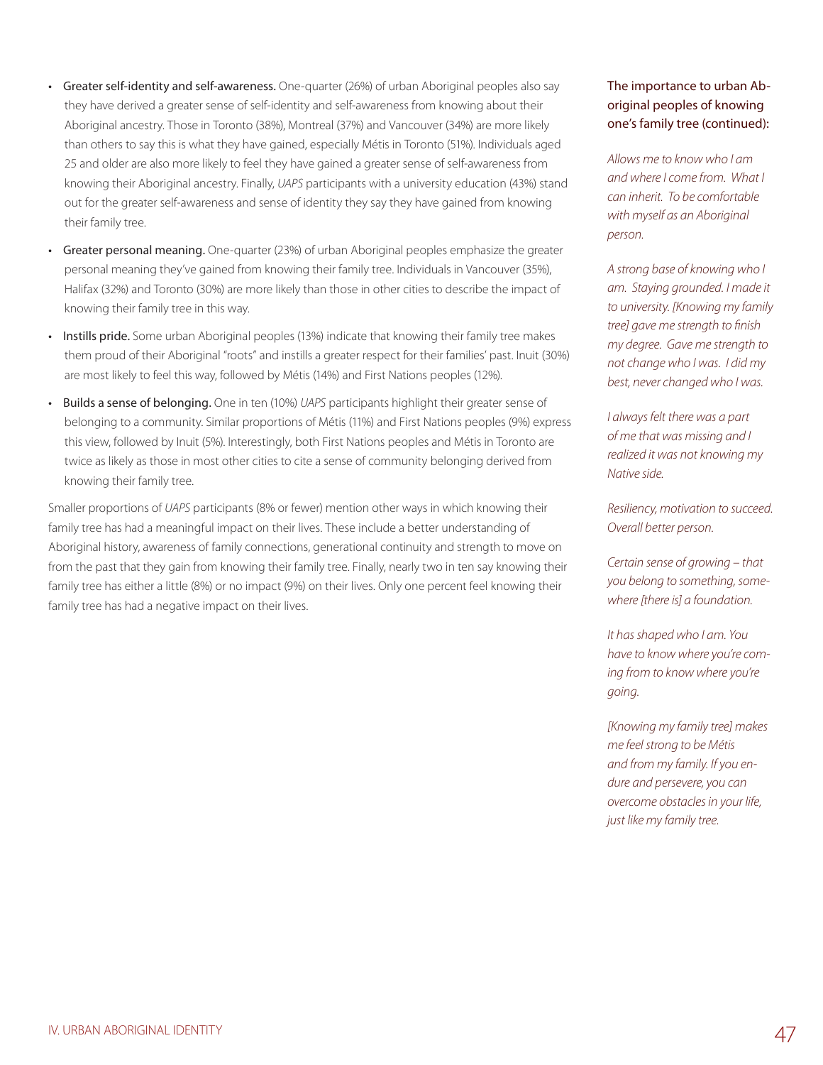- **Greater self-identity and self-awareness.** One-quarter (26%) of urban Aboriginal peoples also say they have derived a greater sense of self-identity and self-awareness from knowing about their Aboriginal ancestry. Those in Toronto (38%), Montreal (37%) and Vancouver (34%) are more likely than others to say this is what they have gained, especially Métis in Toronto (51%). Individuals aged 25 and older are also more likely to feel they have gained a greater sense of self-awareness from knowing their Aboriginal ancestry. Finally, *UAPS* participants with a university education (43%) stand out for the greater self-awareness and sense of identity they say they have gained from knowing their family tree.
- **Greater personal meaning.** One-quarter (23%) of urban Aboriginal peoples emphasize the greater personal meaning they've gained from knowing their family tree. Individuals in Vancouver (35%), Halifax (32%) and Toronto (30%) are more likely than those in other cities to describe the impact of knowing their family tree in this way.
- **Instills pride.** Some urban Aboriginal peoples (13%) indicate that knowing their family tree makes them proud of their Aboriginal "roots" and instills a greater respect for their families' past. Inuit (30%) are most likely to feel this way, followed by Métis (14%) and First Nations peoples (12%).
- **Builds a sense of belonging.** One in ten (10%) *UAPS* participants highlight their greater sense of belonging to a community. Similar proportions of Métis (11%) and First Nations peoples (9%) express this view, followed by Inuit (5%). Interestingly, both First Nations peoples and Métis in Toronto are twice as likely as those in most other cities to cite a sense of community belonging derived from knowing their family tree.

Smaller proportions of *UAPS* participants (8% or fewer) mention other ways in which knowing their family tree has had a meaningful impact on their lives. These include a better understanding of Aboriginal history, awareness of family connections, generational continuity and strength to move on from the past that they gain from knowing their family tree. Finally, nearly two in ten say knowing their family tree has either a little (8%) or no impact (9%) on their lives. Only one percent feel knowing their family tree has had a negative impact on their lives.

### The importance to urban Aboriginal peoples of knowing one's family tree (continued):

*Allows me to know who I am and where I come from. What I can inherit. To be comfortable with myself as an Aboriginal person.*

*A strong base of knowing who I am. Staying grounded. I made it to university. [Knowing my family tree] gave me strength to finish my degree. Gave me strength to not change who I was. I did my best, never changed who I was.*

*I always felt there was a part of me that was missing and I realized it was not knowing my Native side.*

*Resiliency, motivation to succeed. Overall better person.*

*Certain sense of growing – that you belong to something, somewhere [there is] a foundation.*

*It has shaped who I am. You have to know where you're coming from to know where you're going.*

*[Knowing my family tree] makes me feel strong to be Métis and from my family. If you endure and persevere, you can overcome obstacles in your life, just like my family tree.*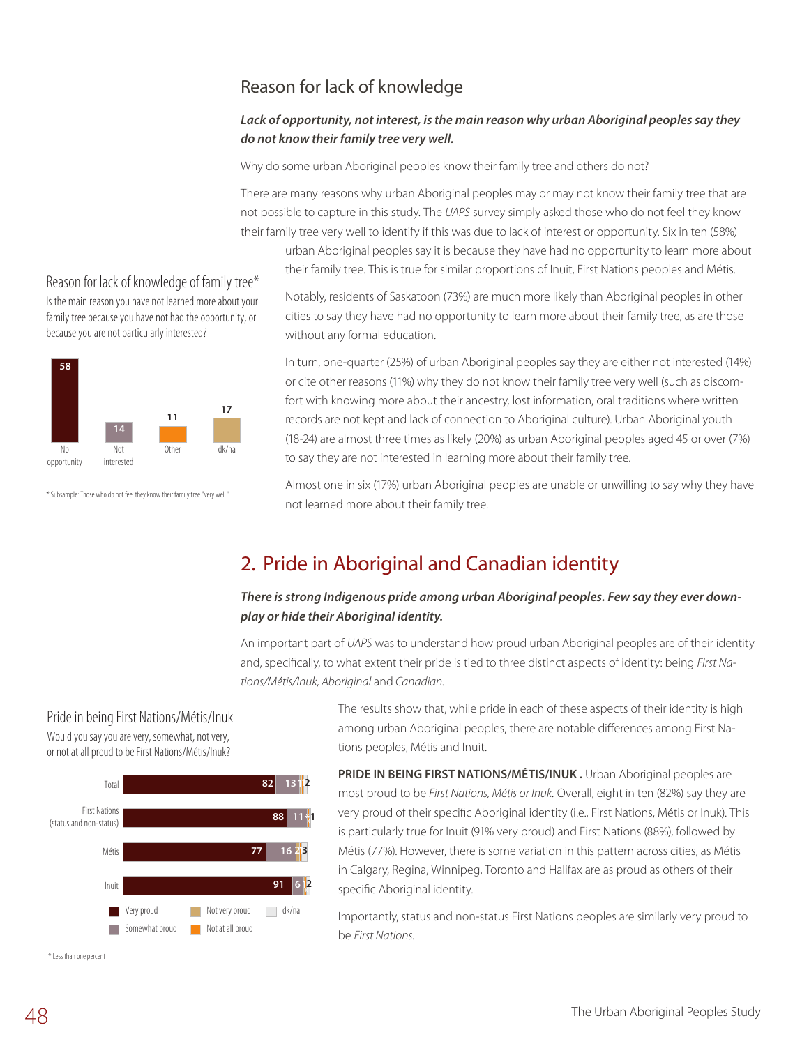## Reason for lack of knowledge

***Lack of opportunity, not interest, is the main reason why urban Aboriginal peoples say they do not know their family tree very well.***

Why do some urban Aboriginal peoples know their family tree and others do not?

There are many reasons why urban Aboriginal peoples may or may not know their family tree that are not possible to capture in this study. The *UAPS* survey simply asked those who do not feel they know their family tree very well to identify if this was due to lack of interest or opportunity. Six in ten (58%) urban Aboriginal peoples say it is because they have had no opportunity to learn more about their family tree. This is true for similar proportions of Inuit, First Nations peoples and Métis.

### Reason for lack of knowledge of family tree*

Is the main reason you have not learned more about your family tree because you have not had the opportunity, or because you are not particularly interested?

| No opportunity | Not interested | Other | dk/na |
|---|---|---|---|
| 58 | 14 | 11 | 17 |

\* Subsample: Those who do not feel they know their family tree "very well."

Notably, residents of Saskatoon (73%) are much more likely than Aboriginal peoples in other cities to say they have had no opportunity to learn more about their family tree, as are those without any formal education.

In turn, one-quarter (25%) of urban Aboriginal peoples say they are either not interested (14%) or cite other reasons (11%) why they do not know their family tree very well (such as discomfort with knowing more about their ancestry, lost information, oral traditions where written records are not kept and lack of connection to Aboriginal culture). Urban Aboriginal youth (18-24) are almost three times as likely (20%) as urban Aboriginal peoples aged 45 or over (7%) to say they are not interested in learning more about their family tree.

Almost one in six (17%) urban Aboriginal peoples are unable or unwilling to say why they have not learned more about their family tree.

## 2. Pride in Aboriginal and Canadian identity

***There is strong Indigenous pride among urban Aboriginal peoples. Few say they ever downplay or hide their Aboriginal identity.***

An important part of *UAPS* was to understand how proud urban Aboriginal peoples are of their identity and, specifically, to what extent their pride is tied to three distinct aspects of identity: being *First Nations/Métis/Inuk, Aboriginal* and *Canadian.*

### Pride in being First Nations/Métis/Inuk

Would you say you are very, somewhat, not very, or not at all proud to be First Nations/Métis/Inuk?

| | Very proud | Somewhat proud | Not very proud | Not at all proud | dk/na |
|---|---|---|---|---|---|
| Total | 82 | 13 | 1 | * | 2 |
| First Nations (status and non-status) | 88 | 11 | * | * | 1 |
| Métis | 77 | 16 | 2 | * | 3 |
| Inuit | 91 | 6 | 1 | * | 2 |

\* Less than one percent

The results show that, while pride in each of these aspects of their identity is high among urban Aboriginal peoples, there are notable differences among First Nations peoples, Métis and Inuit.

**PRIDE IN BEING FIRST NATIONS/MÉTIS/INUK .** Urban Aboriginal peoples are most proud to be *First Nations, Métis or Inuk.* Overall, eight in ten (82%) say they are very proud of their specific Aboriginal identity (i.e., First Nations, Métis or Inuk). This is particularly true for Inuit (91% very proud) and First Nations (88%), followed by Métis (77%). However, there is some variation in this pattern across cities, as Métis in Calgary, Regina, Winnipeg, Toronto and Halifax are as proud as others of their specific Aboriginal identity.

Importantly, status and non-status First Nations peoples are similarly very proud to be *First Nations.*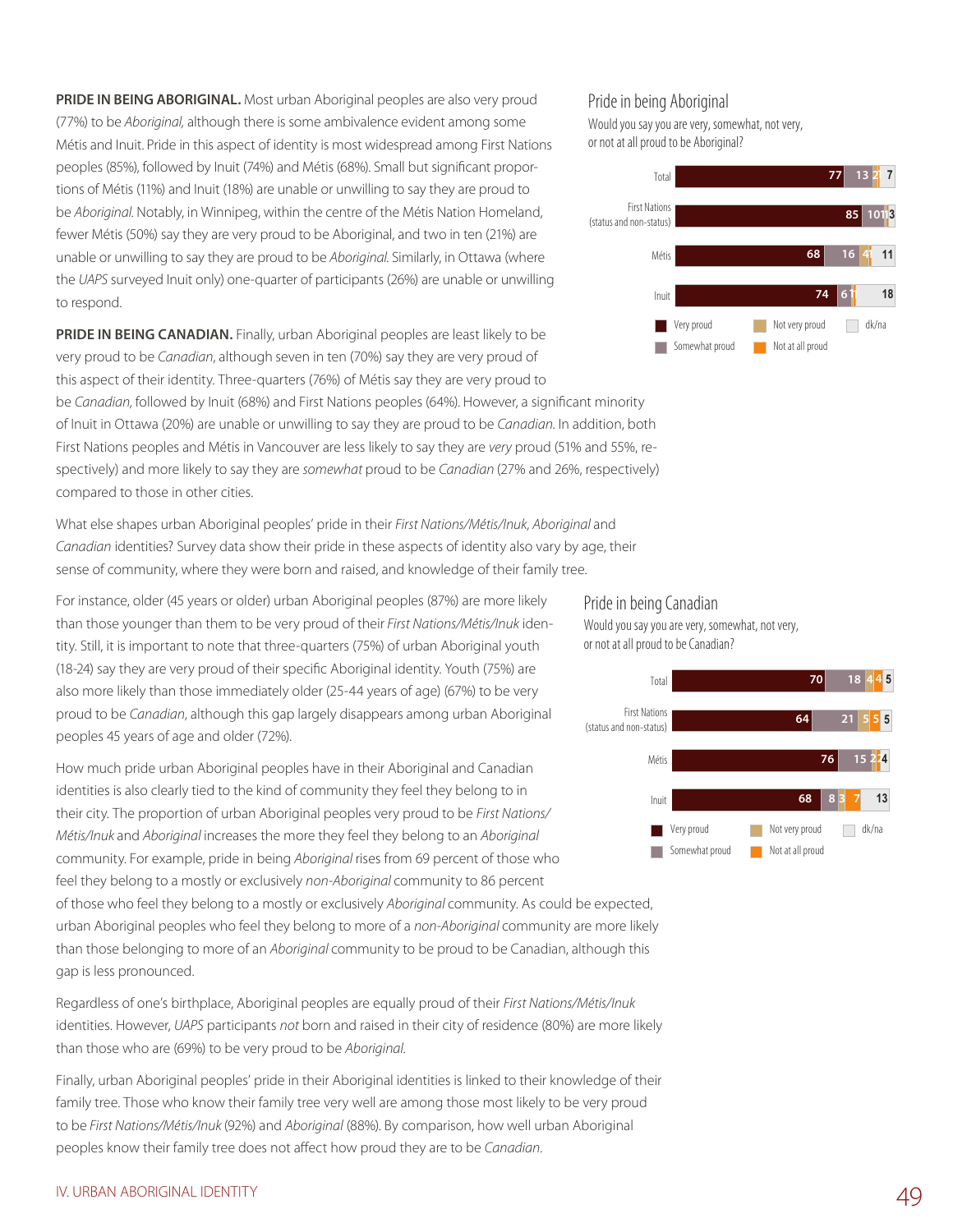**PRIDE IN BEING ABORIGINAL.** Most urban Aboriginal peoples are also very proud (77%) to be *Aboriginal,* although there is some ambivalence evident among some Métis and Inuit. Pride in this aspect of identity is most widespread among First Nations peoples (85%), followed by Inuit (74%) and Métis (68%). Small but significant proportions of Métis (11%) and Inuit (18%) are unable or unwilling to say they are proud to be *Aboriginal.* Notably, in Winnipeg, within the centre of the Métis Nation Homeland, fewer Métis (50%) say they are very proud to be Aboriginal, and two in ten (21%) are unable or unwilling to say they are proud to be *Aboriginal.* Similarly, in Ottawa (where the *UAPS* surveyed Inuit only) one-quarter of participants (26%) are unable or unwilling to respond.

### Pride in being Aboriginal

Would you say you are very, somewhat, not very, or not at all proud to be Aboriginal?

| | Very proud | Somewhat proud | Not very proud | Not at all proud | dk/na |
|---|---|---|---|---|---|
| Total | 77 | 13 | 2 | | 7 |
| First Nations (status and non-status) | 85 | 10 | 1 | | 3 |
| Métis | 68 | 16 | 4 | 1 | 11 |
| Inuit | 74 | 6 | 1 | | 18 |

**PRIDE IN BEING CANADIAN.** Finally, urban Aboriginal peoples are least likely to be very proud to be *Canadian*, although seven in ten (70%) say they are very proud of this aspect of their identity. Three-quarters (76%) of Métis say they are very proud to be *Canadian,* followed by Inuit (68%) and First Nations peoples (64%). However, a significant minority of Inuit in Ottawa (20%) are unable or unwilling to say they are proud to be *Canadian.* In addition, both First Nations peoples and Métis in Vancouver are less likely to say they are *very* proud (51% and 55%, respectively) and more likely to say they are *somewhat* proud to be *Canadian* (27% and 26%, respectively) compared to those in other cities.

What else shapes urban Aboriginal peoples' pride in their *First Nations/Métis/Inuk, Aboriginal* and *Canadian* identities? Survey data show their pride in these aspects of identity also vary by age, their sense of community, where they were born and raised, and knowledge of their family tree.

For instance, older (45 years or older) urban Aboriginal peoples (87%) are more likely than those younger than them to be very proud of their *First Nations/Métis/Inuk* identity. Still, it is important to note that three-quarters (75%) of urban Aboriginal youth (18-24) say they are very proud of their specific Aboriginal identity. Youth (75%) are also more likely than those immediately older (25-44 years of age) (67%) to be very proud to be *Canadian*, although this gap largely disappears among urban Aboriginal peoples 45 years of age and older (72%).

### Pride in being Canadian

Would you say you are very, somewhat, not very, or not at all proud to be Canadian?

| | Very proud | Somewhat proud | Not very proud | Not at all proud | dk/na |
|---|---|---|---|---|---|
| Total | 70 | 18 | 4 | 4 | 5 |
| First Nations (status and non-status) | 64 | 21 | 5 | 5 | 5 |
| Métis | 76 | 15 | 2 | 2 | 4 |
| Inuit | 68 | 8 | 3 | 7 | 13 |

How much pride urban Aboriginal peoples have in their Aboriginal and Canadian identities is also clearly tied to the kind of community they feel they belong to in their city. The proportion of urban Aboriginal peoples very proud to be *First Nations/Métis/Inuk* and *Aboriginal* increases the more they feel they belong to an *Aboriginal* community. For example, pride in being *Aboriginal* rises from 69 percent of those who feel they belong to a mostly or exclusively *non-Aboriginal* community to 86 percent of those who feel they belong to a mostly or exclusively *Aboriginal* community. As could be expected, urban Aboriginal peoples who feel they belong to more of a *non-Aboriginal* community are more likely than those belonging to more of an *Aboriginal* community to be proud to be Canadian, although this gap is less pronounced.

Regardless of one's birthplace, Aboriginal peoples are equally proud of their *First Nations/Métis/Inuk* identities. However, *UAPS* participants *not* born and raised in their city of residence (80%) are more likely than those who are (69%) to be very proud to be *Aboriginal.*

Finally, urban Aboriginal peoples' pride in their Aboriginal identities is linked to their knowledge of their family tree. Those who know their family tree very well are among those most likely to be very proud to be *First Nations/Métis/Inuk* (92%) and *Aboriginal* (88%). By comparison, how well urban Aboriginal peoples know their family tree does not affect how proud they are to be *Canadian.*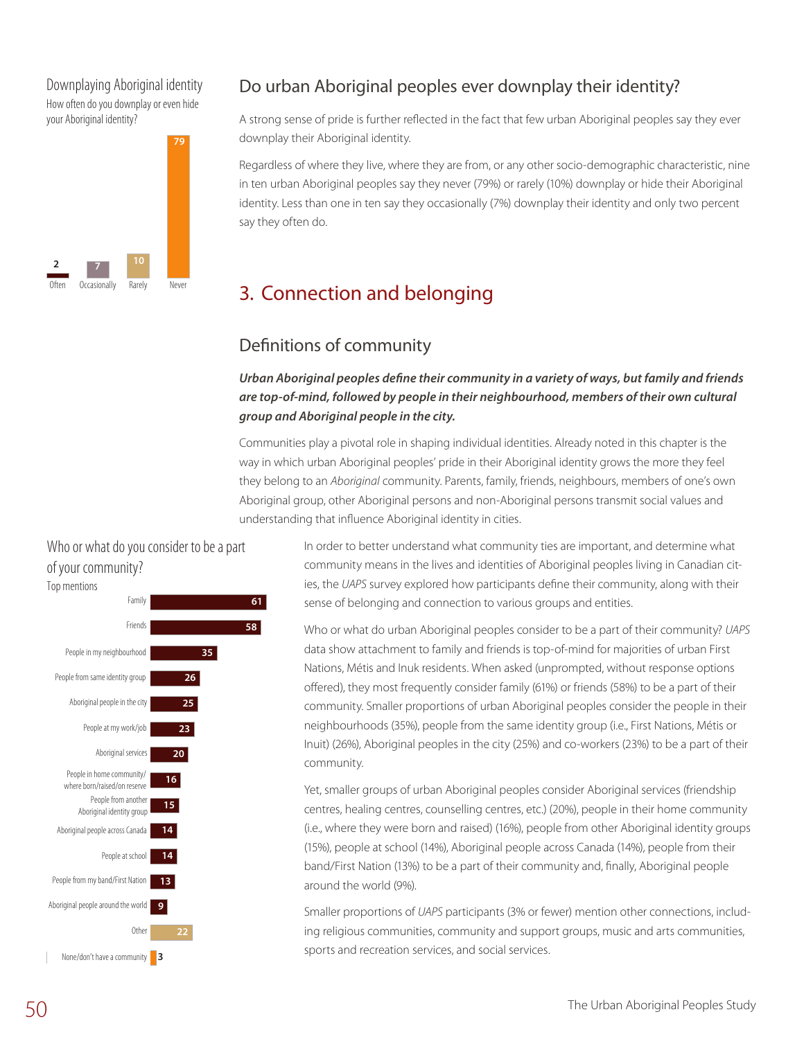Downplaying Aboriginal identity

How often do you downplay or even hide your Aboriginal identity?

| Often | Occasionally | Rarely | Never |
|---|---|---|---|
| 2 | 7 | 10 | 79 |

## Do urban Aboriginal peoples ever downplay their identity?

A strong sense of pride is further reflected in the fact that few urban Aboriginal peoples say they ever downplay their Aboriginal identity.

Regardless of where they live, where they are from, or any other socio-demographic characteristic, nine in ten urban Aboriginal peoples say they never (79%) or rarely (10%) downplay or hide their Aboriginal identity. Less than one in ten say they occasionally (7%) downplay their identity and only two percent say they often do.

# 3. Connection and belonging

## Definitions of community

***Urban Aboriginal peoples define their community in a variety of ways, but family and friends are top-of-mind, followed by people in their neighbourhood, members of their own cultural group and Aboriginal people in the city.***

Communities play a pivotal role in shaping individual identities. Already noted in this chapter is the way in which urban Aboriginal peoples' pride in their Aboriginal identity grows the more they feel they belong to an *Aboriginal* community. Parents, family, friends, neighbours, members of one's own Aboriginal group, other Aboriginal persons and non-Aboriginal persons transmit social values and understanding that influence Aboriginal identity in cities.

Who or what do you consider to be a part of your community?

Top mentions

| Response | % |
|---|---|
| Family | 61 |
| Friends | 58 |
| People in my neighbourhood | 35 |
| People from same identity group | 26 |
| Aboriginal people in the city | 25 |
| People at my work/job | 23 |
| Aboriginal services | 20 |
| People in home community/where born/raised/on reserve | 16 |
| People from another Aboriginal identity group | 15 |
| Aboriginal people across Canada | 14 |
| People at school | 14 |
| People from my band/First Nation | 13 |
| Aboriginal people around the world | 9 |
| Other | 22 |
| None/don't have a community | 3 |

In order to better understand what community ties are important, and determine what community means in the lives and identities of Aboriginal peoples living in Canadian cities, the *UAPS* survey explored how participants define their community, along with their sense of belonging and connection to various groups and entities.

Who or what do urban Aboriginal peoples consider to be a part of their community? *UAPS* data show attachment to family and friends is top-of-mind for majorities of urban First Nations, Métis and Inuk residents. When asked (unprompted, without response options offered), they most frequently consider family (61%) or friends (58%) to be a part of their community. Smaller proportions of urban Aboriginal peoples consider the people in their neighbourhoods (35%), people from the same identity group (i.e., First Nations, Métis or Inuit) (26%), Aboriginal peoples in the city (25%) and co-workers (23%) to be a part of their community.

Yet, smaller groups of urban Aboriginal peoples consider Aboriginal services (friendship centres, healing centres, counselling centres, etc.) (20%), people in their home community (i.e., where they were born and raised) (16%), people from other Aboriginal identity groups (15%), people at school (14%), Aboriginal people across Canada (14%), people from their band/First Nation (13%) to be a part of their community and, finally, Aboriginal people around the world (9%).

Smaller proportions of *UAPS* participants (3% or fewer) mention other connections, including religious communities, community and support groups, music and arts communities, sports and recreation services, and social services.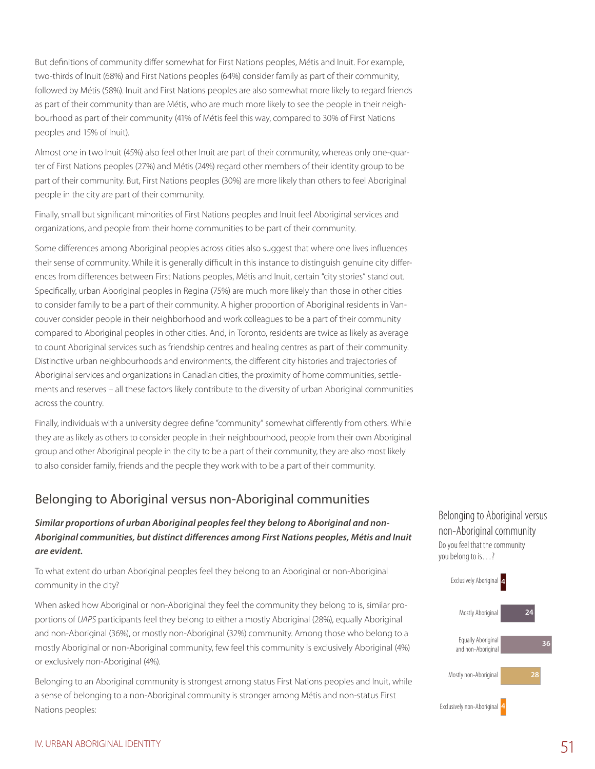But definitions of community differ somewhat for First Nations peoples, Métis and Inuit. For example, two-thirds of Inuit (68%) and First Nations peoples (64%) consider family as part of their community, followed by Métis (58%). Inuit and First Nations peoples are also somewhat more likely to regard friends as part of their community than are Métis, who are much more likely to see the people in their neighbourhood as part of their community (41% of Métis feel this way, compared to 30% of First Nations peoples and 15% of Inuit).

Almost one in two Inuit (45%) also feel other Inuit are part of their community, whereas only one-quarter of First Nations peoples (27%) and Métis (24%) regard other members of their identity group to be part of their community. But, First Nations peoples (30%) are more likely than others to feel Aboriginal people in the city are part of their community.

Finally, small but significant minorities of First Nations peoples and Inuit feel Aboriginal services and organizations, and people from their home communities to be part of their community.

Some differences among Aboriginal peoples across cities also suggest that where one lives influences their sense of community. While it is generally difficult in this instance to distinguish genuine city differences from differences between First Nations peoples, Métis and Inuit, certain "city stories" stand out. Specifically, urban Aboriginal peoples in Regina (75%) are much more likely than those in other cities to consider family to be a part of their community. A higher proportion of Aboriginal residents in Vancouver consider people in their neighborhood and work colleagues to be a part of their community compared to Aboriginal peoples in other cities. And, in Toronto, residents are twice as likely as average to count Aboriginal services such as friendship centres and healing centres as part of their community. Distinctive urban neighbourhoods and environments, the different city histories and trajectories of Aboriginal services and organizations in Canadian cities, the proximity of home communities, settlements and reserves – all these factors likely contribute to the diversity of urban Aboriginal communities across the country.

Finally, individuals with a university degree define "community" somewhat differently from others. While they are as likely as others to consider people in their neighbourhood, people from their own Aboriginal group and other Aboriginal people in the city to be a part of their community, they are also most likely to also consider family, friends and the people they work with to be a part of their community.

## Belonging to Aboriginal versus non-Aboriginal communities

***Similar proportions of urban Aboriginal peoples feel they belong to Aboriginal and non-Aboriginal communities, but distinct differences among First Nations peoples, Métis and Inuit are evident.***

To what extent do urban Aboriginal peoples feel they belong to an Aboriginal or non-Aboriginal community in the city?

When asked how Aboriginal or non-Aboriginal they feel the community they belong to is, similar proportions of *UAPS* participants feel they belong to either a mostly Aboriginal (28%), equally Aboriginal and non-Aboriginal (36%), or mostly non-Aboriginal (32%) community. Among those who belong to a mostly Aboriginal or non-Aboriginal community, few feel this community is exclusively Aboriginal (4%) or exclusively non-Aboriginal (4%).

Belonging to an Aboriginal community is strongest among status First Nations peoples and Inuit, while a sense of belonging to a non-Aboriginal community is stronger among Métis and non-status First Nations peoples:

**Belonging to Aboriginal versus non-Aboriginal community**
Do you feel that the community you belong to is. . . ?

| Response | % |
|---|---|
| Exclusively Aboriginal | 4 |
| Mostly Aboriginal | 24 |
| Equally Aboriginal and non-Aboriginal | 36 |
| Mostly non-Aboriginal | 28 |
| Exclusively non-Aboriginal | 4 |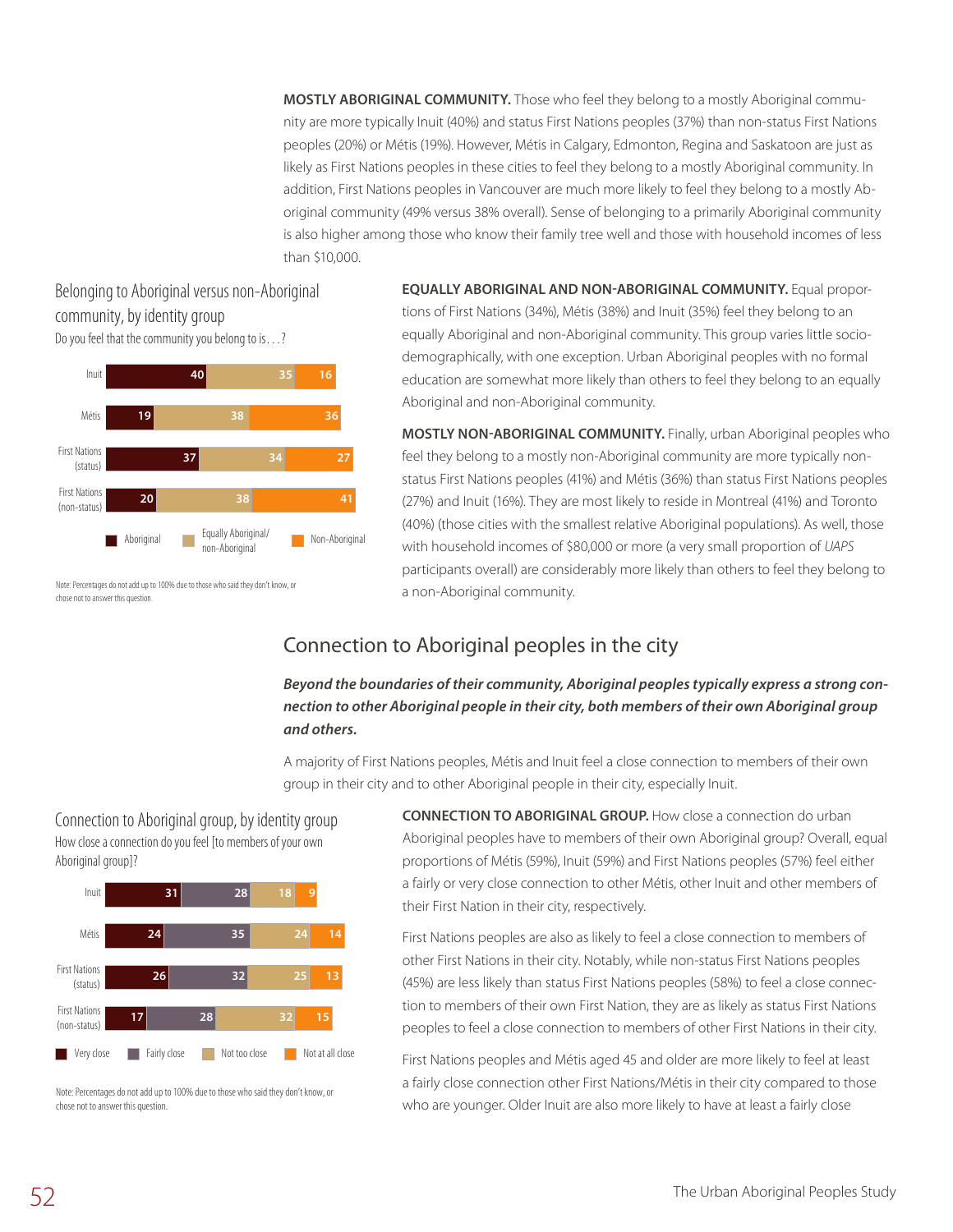**MOSTLY ABORIGINAL COMMUNITY.** Those who feel they belong to a mostly Aboriginal community are more typically Inuit (40%) and status First Nations peoples (37%) than non-status First Nations peoples (20%) or Métis (19%). However, Métis in Calgary, Edmonton, Regina and Saskatoon are just as likely as First Nations peoples in these cities to feel they belong to a mostly Aboriginal community. In addition, First Nations peoples in Vancouver are much more likely to feel they belong to a mostly Aboriginal community (49% versus 38% overall). Sense of belonging to a primarily Aboriginal community is also higher among those who know their family tree well and those with household incomes of less than $10,000.

### Belonging to Aboriginal versus non-Aboriginal community, by identity group

Do you feel that the community you belong to is. . . ?

| | Aboriginal | Equally Aboriginal/ non-Aboriginal | Non-Aboriginal |
|---|---|---|---|
| Inuit | 40 | 35 | 16 |
| Métis | 19 | 38 | 36 |
| First Nations (status) | 37 | 34 | 27 |
| First Nations (non-status) | 20 | 38 | 41 |

Note: Percentages do not add up to 100% due to those who said they don't know, or chose not to answer this question.

**EQUALLY ABORIGINAL AND NON-ABORIGINAL COMMUNITY.** Equal proportions of First Nations (34%), Métis (38%) and Inuit (35%) feel they belong to an equally Aboriginal and non-Aboriginal community. This group varies little socio-demographically, with one exception. Urban Aboriginal peoples with no formal education are somewhat more likely than others to feel they belong to an equally Aboriginal and non-Aboriginal community.

**MOSTLY NON-ABORIGINAL COMMUNITY.** Finally, urban Aboriginal peoples who feel they belong to a mostly non-Aboriginal community are more typically non-status First Nations peoples (41%) and Métis (36%) than status First Nations peoples (27%) and Inuit (16%). They are most likely to reside in Montreal (41%) and Toronto (40%) (those cities with the smallest relative Aboriginal populations). As well, those with household incomes of $80,000 or more (a very small proportion of *UAPS* participants overall) are considerably more likely than others to feel they belong to a non-Aboriginal community.

## Connection to Aboriginal peoples in the city

***Beyond the boundaries of their community, Aboriginal peoples typically express a strong connection to other Aboriginal people in their city, both members of their own Aboriginal group and others.***

A majority of First Nations peoples, Métis and Inuit feel a close connection to members of their own group in their city and to other Aboriginal people in their city, especially Inuit.

### Connection to Aboriginal group, by identity group

How close a connection do you feel [to members of your own Aboriginal group]?

| | Very close | Fairly close | Not too close | Not at all close |
|---|---|---|---|---|
| Inuit | 31 | 28 | 18 | 9 |
| Métis | 24 | 35 | 24 | 14 |
| First Nations (status) | 26 | 32 | 25 | 13 |
| First Nations (non-status) | 17 | 28 | 32 | 15 |

Note: Percentages do not add up to 100% due to those who said they don't know, or chose not to answer this question.

**CONNECTION TO ABORIGINAL GROUP.** How close a connection do urban Aboriginal peoples have to members of their own Aboriginal group? Overall, equal proportions of Métis (59%), Inuit (59%) and First Nations peoples (57%) feel either a fairly or very close connection to other Métis, other Inuit and other members of their First Nation in their city, respectively.

First Nations peoples are also as likely to feel a close connection to members of other First Nations in their city. Notably, while non-status First Nations peoples (45%) are less likely than status First Nations peoples (58%) to feel a close connection to members of their own First Nation, they are as likely as status First Nations peoples to feel a close connection to members of other First Nations in their city.

First Nations peoples and Métis aged 45 and older are more likely to feel at least a fairly close connection other First Nations/Métis in their city compared to those who are younger. Older Inuit are also more likely to have at least a fairly close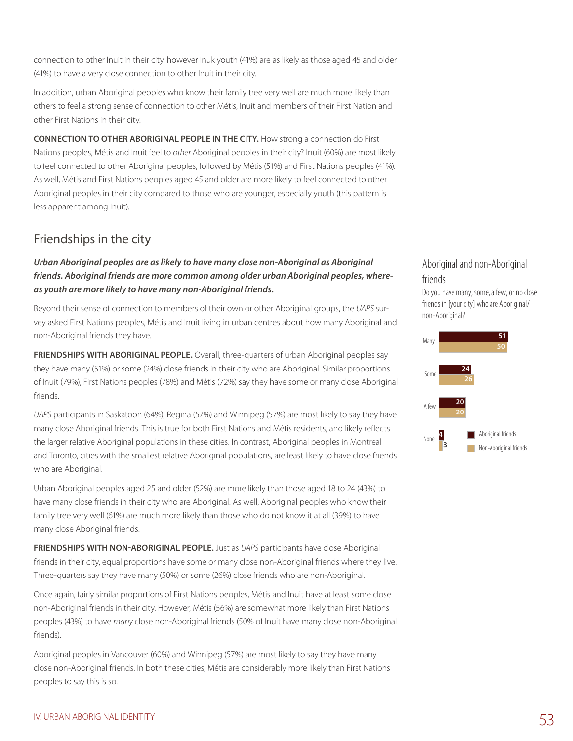connection to other Inuit in their city, however Inuk youth (41%) are as likely as those aged 45 and older (41%) to have a very close connection to other Inuit in their city.

In addition, urban Aboriginal peoples who know their family tree very well are much more likely than others to feel a strong sense of connection to other Métis, Inuit and members of their First Nation and other First Nations in their city.

**CONNECTION TO OTHER ABORIGINAL PEOPLE IN THE CITY.** How strong a connection do First Nations peoples, Métis and Inuit feel to *other* Aboriginal peoples in their city? Inuit (60%) are most likely to feel connected to other Aboriginal peoples, followed by Métis (51%) and First Nations peoples (41%). As well, Métis and First Nations peoples aged 45 and older are more likely to feel connected to other Aboriginal peoples in their city compared to those who are younger, especially youth (this pattern is less apparent among Inuit).

## Friendships in the city

***Urban Aboriginal peoples are as likely to have many close non-Aboriginal as Aboriginal friends. Aboriginal friends are more common among older urban Aboriginal peoples, whereas youth are more likely to have many non-Aboriginal friends.***

Beyond their sense of connection to members of their own or other Aboriginal groups, the *UAPS* survey asked First Nations peoples, Métis and Inuit living in urban centres about how many Aboriginal and non-Aboriginal friends they have.

**FRIENDSHIPS WITH ABORIGINAL PEOPLE.** Overall, three-quarters of urban Aboriginal peoples say they have many (51%) or some (24%) close friends in their city who are Aboriginal. Similar proportions of Inuit (79%), First Nations peoples (78%) and Métis (72%) say they have some or many close Aboriginal friends.

*UAPS* participants in Saskatoon (64%), Regina (57%) and Winnipeg (57%) are most likely to say they have many close Aboriginal friends. This is true for both First Nations and Métis residents, and likely reflects the larger relative Aboriginal populations in these cities. In contrast, Aboriginal peoples in Montreal and Toronto, cities with the smallest relative Aboriginal populations, are least likely to have close friends who are Aboriginal.

Urban Aboriginal peoples aged 25 and older (52%) are more likely than those aged 18 to 24 (43%) to have many close friends in their city who are Aboriginal. As well, Aboriginal peoples who know their family tree very well (61%) are much more likely than those who do not know it at all (39%) to have many close Aboriginal friends.

**FRIENDSHIPS WITH NON-ABORIGINAL PEOPLE.** Just as *UAPS* participants have close Aboriginal friends in their city, equal proportions have some or many close non-Aboriginal friends where they live. Three-quarters say they have many (50%) or some (26%) close friends who are non-Aboriginal.

Once again, fairly similar proportions of First Nations peoples, Métis and Inuit have at least some close non-Aboriginal friends in their city. However, Métis (56%) are somewhat more likely than First Nations peoples (43%) to have *many* close non-Aboriginal friends (50% of Inuit have many close non-Aboriginal friends).

Aboriginal peoples in Vancouver (60%) and Winnipeg (57%) are most likely to say they have many close non-Aboriginal friends. In both these cities, Métis are considerably more likely than First Nations peoples to say this is so.

### Aboriginal and non-Aboriginal friends

Do you have many, some, a few, or no close friends in [your city] who are Aboriginal/non-Aboriginal?

| | Aboriginal friends | Non-Aboriginal friends |
|---|---|---|
| Many | 51 | 50 |
| Some | 24 | 26 |
| A few | 20 | 20 |
| None | 4 | 3 |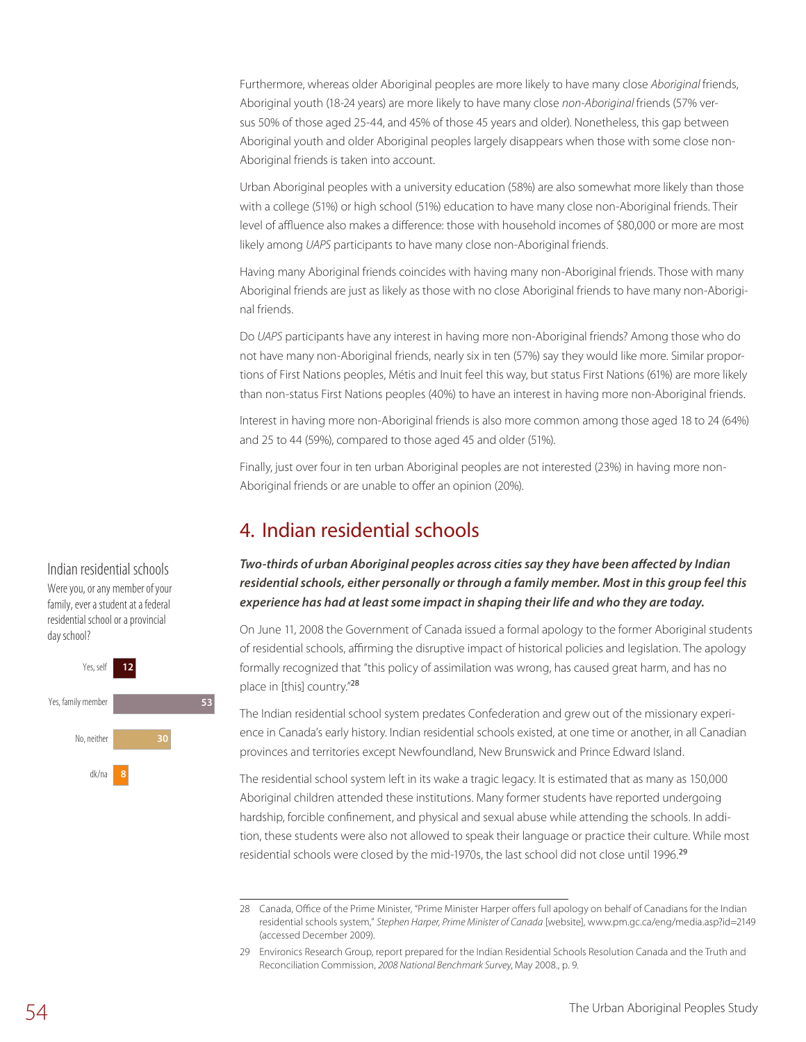Furthermore, whereas older Aboriginal peoples are more likely to have many close *Aboriginal* friends, Aboriginal youth (18-24 years) are more likely to have many close *non-Aboriginal* friends (57% versus 50% of those aged 25-44, and 45% of those 45 years and older). Nonetheless, this gap between Aboriginal youth and older Aboriginal peoples largely disappears when those with some close non-Aboriginal friends is taken into account.

Urban Aboriginal peoples with a university education (58%) are also somewhat more likely than those with a college (51%) or high school (51%) education to have many close non-Aboriginal friends. Their level of affluence also makes a difference: those with household incomes of $80,000 or more are most likely among *UAPS* participants to have many close non-Aboriginal friends.

Having many Aboriginal friends coincides with having many non-Aboriginal friends. Those with many Aboriginal friends are just as likely as those with no close Aboriginal friends to have many non-Aboriginal friends.

Do *UAPS* participants have any interest in having more non-Aboriginal friends? Among those who do not have many non-Aboriginal friends, nearly six in ten (57%) say they would like more. Similar proportions of First Nations peoples, Métis and Inuit feel this way, but status First Nations (61%) are more likely than non-status First Nations peoples (40%) to have an interest in having more non-Aboriginal friends.

Interest in having more non-Aboriginal friends is also more common among those aged 18 to 24 (64%) and 25 to 44 (59%), compared to those aged 45 and older (51%).

Finally, just over four in ten urban Aboriginal peoples are not interested (23%) in having more non-Aboriginal friends or are unable to offer an opinion (20%).

## 4. Indian residential schools

**Indian residential schools**

Were you, or any member of your family, ever a student at a federal residential school or a provincial day school?

| Response | % |
|---|---|
| Yes, self | 12 |
| Yes, family member | 53 |
| No, neither | 30 |
| dk/na | 8 |

***Two-thirds of urban Aboriginal peoples across cities say they have been affected by Indian residential schools, either personally or through a family member. Most in this group feel this experience has had at least some impact in shaping their life and who they are today.***

On June 11, 2008 the Government of Canada issued a formal apology to the former Aboriginal students of residential schools, affirming the disruptive impact of historical policies and legislation. The apology formally recognized that "this policy of assimilation was wrong, has caused great harm, and has no place in [this] country."[28]

The Indian residential school system predates Confederation and grew out of the missionary experience in Canada's early history. Indian residential schools existed, at one time or another, in all Canadian provinces and territories except Newfoundland, New Brunswick and Prince Edward Island.

The residential school system left in its wake a tragic legacy. It is estimated that as many as 150,000 Aboriginal children attended these institutions. Many former students have reported undergoing hardship, forcible confinement, and physical and sexual abuse while attending the schools. In addition, these students were also not allowed to speak their language or practice their culture. While most residential schools were closed by the mid-1970s, the last school did not close until 1996.[29]

---

28 Canada, Office of the Prime Minister, "Prime Minister Harper offers full apology on behalf of Canadians for the Indian residential schools system," *Stephen Harper, Prime Minister of Canada* [website], www.pm.gc.ca/eng/media.asp?id=2149 (accessed December 2009).

29 Environics Research Group, report prepared for the Indian Residential Schools Resolution Canada and the Truth and Reconciliation Commission, *2008 National Benchmark Survey*, May 2008., p. 9.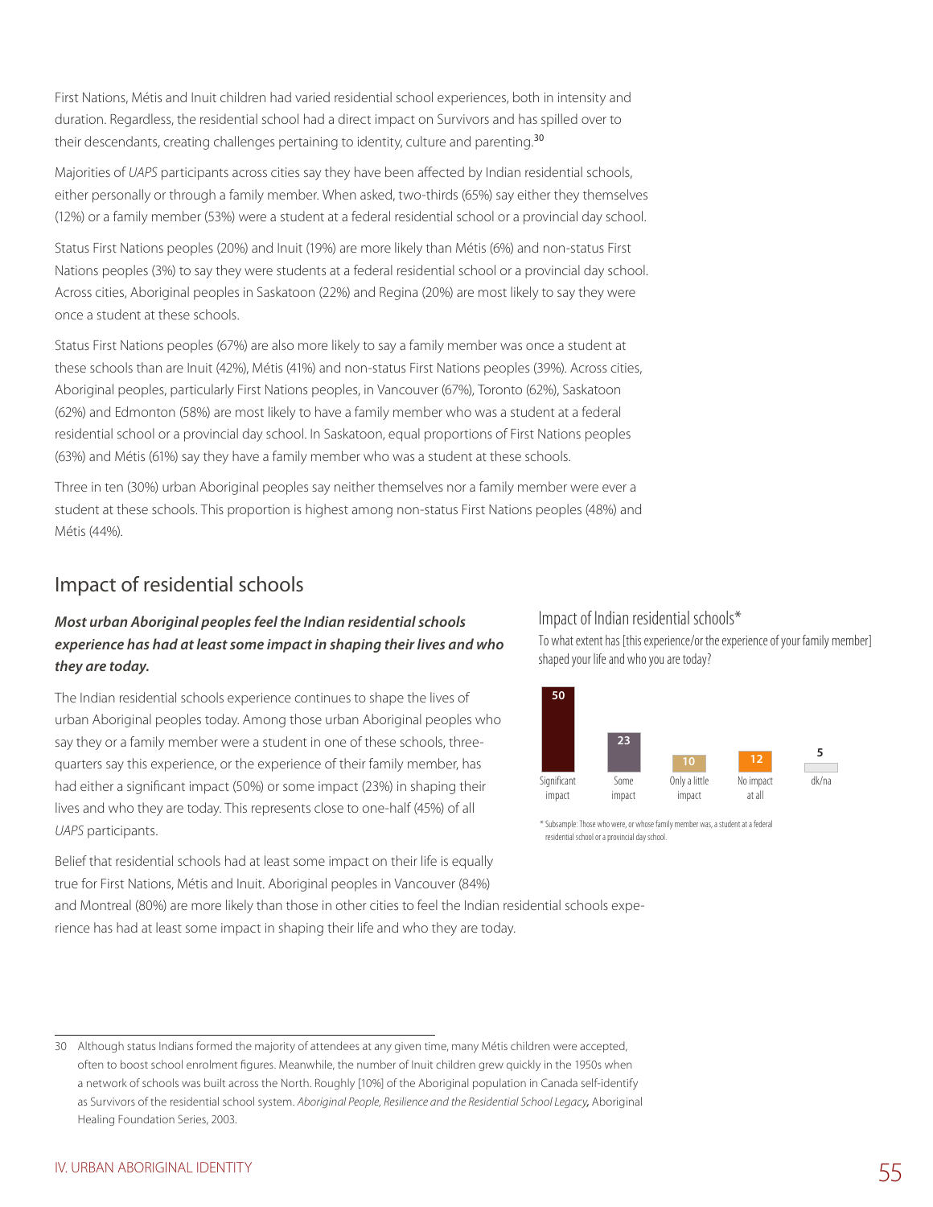First Nations, Métis and Inuit children had varied residential school experiences, both in intensity and duration. Regardless, the residential school had a direct impact on Survivors and has spilled over to their descendants, creating challenges pertaining to identity, culture and parenting.[30]

Majorities of *UAPS* participants across cities say they have been affected by Indian residential schools, either personally or through a family member. When asked, two-thirds (65%) say either they themselves (12%) or a family member (53%) were a student at a federal residential school or a provincial day school.

Status First Nations peoples (20%) and Inuit (19%) are more likely than Métis (6%) and non-status First Nations peoples (3%) to say they were students at a federal residential school or a provincial day school. Across cities, Aboriginal peoples in Saskatoon (22%) and Regina (20%) are most likely to say they were once a student at these schools.

Status First Nations peoples (67%) are also more likely to say a family member was once a student at these schools than are Inuit (42%), Métis (41%) and non-status First Nations peoples (39%). Across cities, Aboriginal peoples, particularly First Nations peoples, in Vancouver (67%), Toronto (62%), Saskatoon (62%) and Edmonton (58%) are most likely to have a family member who was a student at a federal residential school or a provincial day school. In Saskatoon, equal proportions of First Nations peoples (63%) and Métis (61%) say they have a family member who was a student at these schools.

Three in ten (30%) urban Aboriginal peoples say neither themselves nor a family member were ever a student at these schools. This proportion is highest among non-status First Nations peoples (48%) and Métis (44%).

## Impact of residential schools

***Most urban Aboriginal peoples feel the Indian residential schools experience has had at least some impact in shaping their lives and who they are today.***

The Indian residential schools experience continues to shape the lives of urban Aboriginal peoples today. Among those urban Aboriginal peoples who say they or a family member were a student in one of these schools, three-quarters say this experience, or the experience of their family member, has had either a significant impact (50%) or some impact (23%) in shaping their lives and who they are today. This represents close to one-half (45%) of all *UAPS* participants.

Belief that residential schools had at least some impact on their life is equally true for First Nations, Métis and Inuit. Aboriginal peoples in Vancouver (84%) and Montreal (80%) are more likely than those in other cities to feel the Indian residential schools experience has had at least some impact in shaping their life and who they are today.

### Impact of Indian residential schools*

To what extent has [this experience/or the experience of your family member] shaped your life and who you are today?

| Significant impact | Some impact | Only a little impact | No impact at all | dk/na |
|---|---|---|---|---|
| 50 | 23 | 10 | 12 | 5 |

* Subsample: Those who were, or whose family member was, a student at a federal residential school or a provincial day school.

---

30 Although status Indians formed the majority of attendees at any given time, many Métis children were accepted, often to boost school enrolment figures. Meanwhile, the number of Inuit children grew quickly in the 1950s when a network of schools was built across the North. Roughly [10%] of the Aboriginal population in Canada self-identify as Survivors of the residential school system. *Aboriginal People, Resilience and the Residential School Legacy*, Aboriginal Healing Foundation Series, 2003.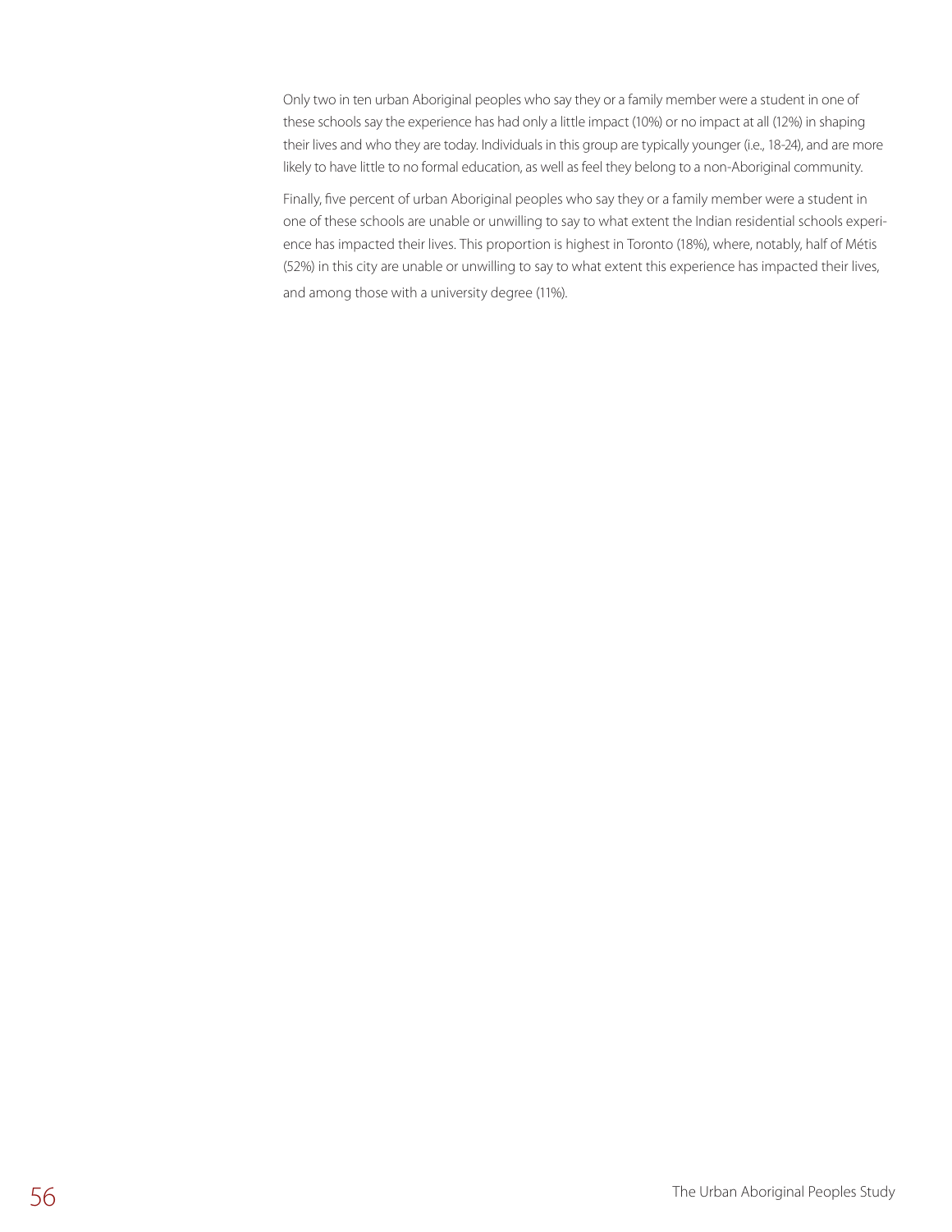Only two in ten urban Aboriginal peoples who say they or a family member were a student in one of these schools say the experience has had only a little impact (10%) or no impact at all (12%) in shaping their lives and who they are today. Individuals in this group are typically younger (i.e., 18-24), and are more likely to have little to no formal education, as well as feel they belong to a non-Aboriginal community.

Finally, five percent of urban Aboriginal peoples who say they or a family member were a student in one of these schools are unable or unwilling to say to what extent the Indian residential schools experience has impacted their lives. This proportion is highest in Toronto (18%), where, notably, half of Métis (52%) in this city are unable or unwilling to say to what extent this experience has impacted their lives, and among those with a university degree (11%).